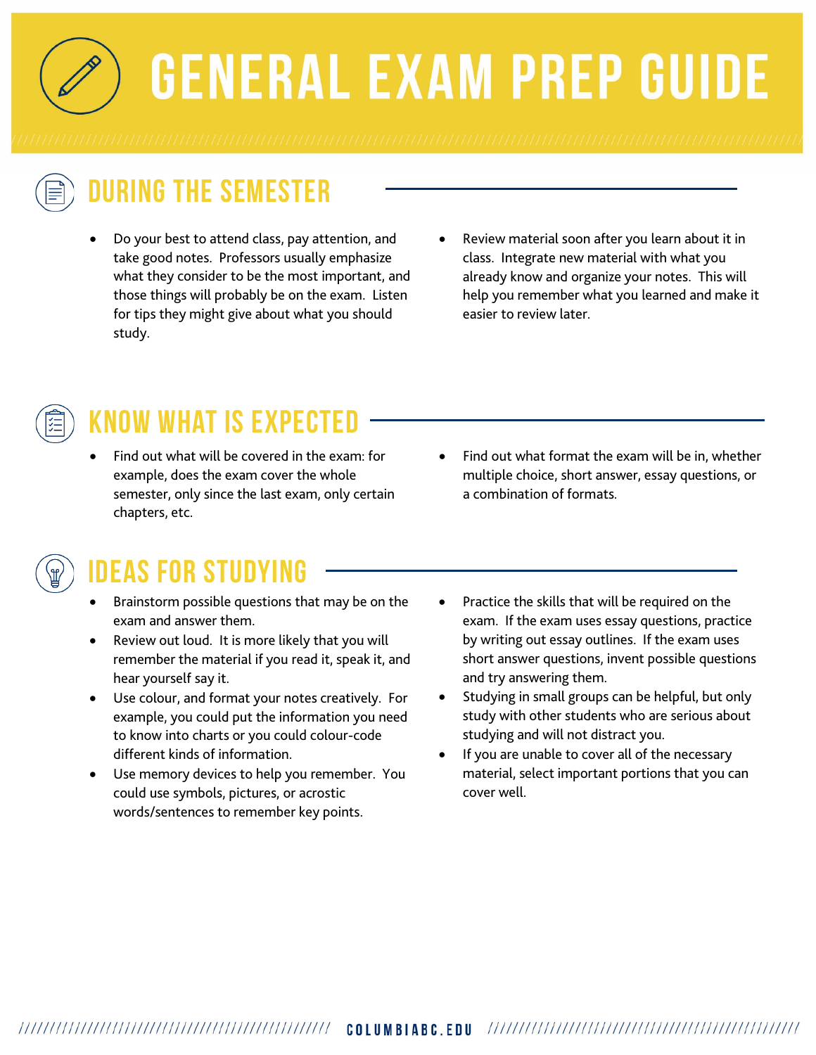# GENERAL EXAM PREP GUIDE

## DURING THE SEMESTER

- Do your best to attend class, pay attention, and take good notes. Professors usually emphasize what they consider to be the most important, and those things will probably be on the exam. Listen for tips they might give about what you should study.
- Review material soon after you learn about it in class. Integrate new material with what you already know and organize your notes. This will help you remember what you learned and make it easier to review later.

## KNOW WHAT IS EXPECTED

- Find out what will be covered in the exam: for example, does the exam cover the whole semester, only since the last exam, only certain chapters, etc.
- Find out what format the exam will be in, whether multiple choice, short answer, essay questions, or a combination of formats.

## IDEAS FOR STUDYING

- Brainstorm possible questions that may be on the exam and answer them.
- Review out loud. It is more likely that you will remember the material if you read it, speak it, and hear yourself say it.
- Use colour, and format your notes creatively. For example, you could put the information you need to know into charts or you could colour-code different kinds of information.
- Use memory devices to help you remember. You could use symbols, pictures, or acrostic words/sentences to remember key points.
- Practice the skills that will be required on the exam. If the exam uses essay questions, practice by writing out essay outlines. If the exam uses short answer questions, invent possible questions and try answering them.
- Studying in small groups can be helpful, but only study with other students who are serious about studying and will not distract you.
- If you are unable to cover all of the necessary material, select important portions that you can cover well.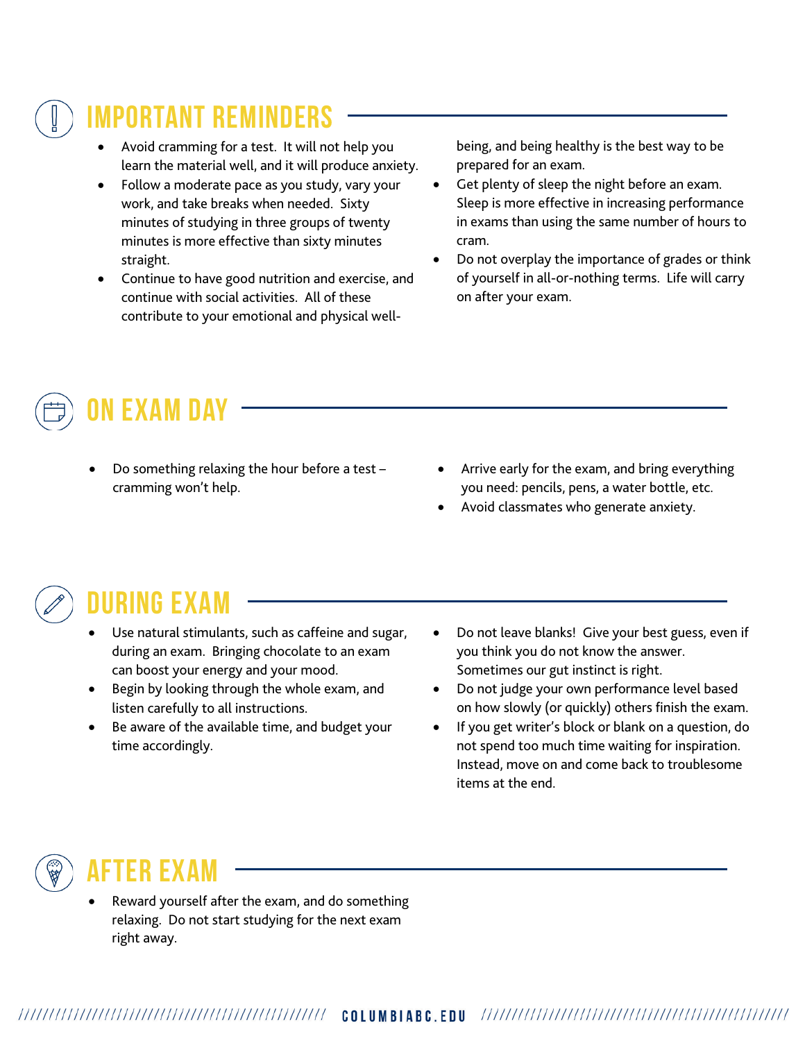## IMPORTANT REMINDERS

- Avoid cramming for a test. It will not help you learn the material well, and it will produce anxiety.
- Follow a moderate pace as you study, vary your work, and take breaks when needed. Sixty minutes of studying in three groups of twenty minutes is more effective than sixty minutes straight.
- Continue to have good nutrition and exercise, and continue with social activities. All of these contribute to your emotional and physical well-being, and being healthy is the best way to be prepared for an exam.
- Get plenty of sleep the night before an exam. Sleep is more effective in increasing performance in exams than using the same number of hours to cram.
- Do not overplay the importance of grades or think of yourself in all-or-nothing terms. Life will carry on after your exam.

## ON EXAM DAY

- Do something relaxing the hour before a test – cramming won't help.
- Arrive early for the exam, and bring everything you need: pencils, pens, a water bottle, etc.
- Avoid classmates who generate anxiety.

## DURING EXAM

- Use natural stimulants, such as caffeine and sugar, during an exam. Bringing chocolate to an exam can boost your energy and your mood.
- Begin by looking through the whole exam, and listen carefully to all instructions.
- Be aware of the available time, and budget your time accordingly.
- Do not leave blanks! Give your best guess, even if you think you do not know the answer. Sometimes our gut instinct is right.
- Do not judge your own performance level based on how slowly (or quickly) others finish the exam.
- If you get writer's block or blank on a question, do not spend too much time waiting for inspiration. Instead, move on and come back to troublesome items at the end.

## AFTER EXAM

- Reward yourself after the exam, and do something relaxing. Do not start studying for the next exam right away.

COLUMBIABC.EDU